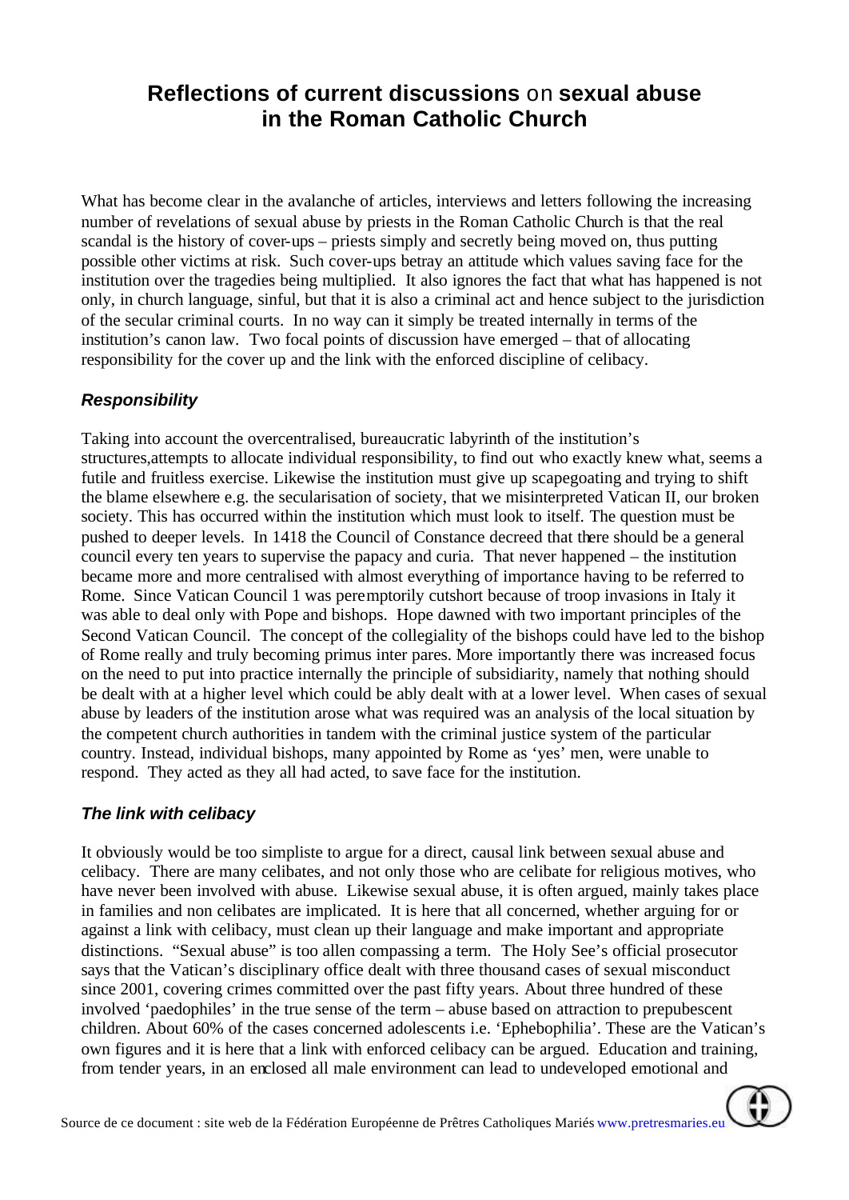# Reflections of current discussions on sexual abuse in the Roman Catholic Church

What has become clear in the avalanche of articles, interviews and letters following the increasing number of revelations of sexual abuse by priests in the Roman Catholic Church is that the real scandal is the history of cover-ups – priests simply and secretly being moved on, thus putting possible other victims at risk. Such cover-ups betray an attitude which values saving face for the institution over the tragedies being multiplied. It also ignores the fact that what has happened is not only, in church language, sinful, but that it is also a criminal act and hence subject to the jurisdiction of the secular criminal courts. In no way can it simply be treated internally in terms of the institution's canon law. Two focal points of discussion have emerged – that of allocating responsibility for the cover up and the link with the enforced discipline of celibacy.

### *Responsibility*

Taking into account the overcentralised, bureaucratic labyrinth of the institution's structures,attempts to allocate individual responsibility, to find out who exactly knew what, seems a futile and fruitless exercise. Likewise the institution must give up scapegoating and trying to shift the blame elsewhere e.g. the secularisation of society, that we misinterpreted Vatican II, our broken society. This has occurred within the institution which must look to itself. The question must be pushed to deeper levels. In 1418 the Council of Constance decreed that there should be a general council every ten years to supervise the papacy and curia. That never happened – the institution became more and more centralised with almost everything of importance having to be referred to Rome. Since Vatican Council 1 was peremptorily cutshort because of troop invasions in Italy it was able to deal only with Pope and bishops. Hope dawned with two important principles of the Second Vatican Council. The concept of the collegiality of the bishops could have led to the bishop of Rome really and truly becoming primus inter pares. More importantly there was increased focus on the need to put into practice internally the principle of subsidiarity, namely that nothing should be dealt with at a higher level which could be ably dealt with at a lower level. When cases of sexual abuse by leaders of the institution arose what was required was an analysis of the local situation by the competent church authorities in tandem with the criminal justice system of the particular country. Instead, individual bishops, many appointed by Rome as 'yes' men, were unable to respond. They acted as they all had acted, to save face for the institution.

### *The link with celibacy*

It obviously would be too simpliste to argue for a direct, causal link between sexual abuse and celibacy. There are many celibates, and not only those who are celibate for religious motives, who have never been involved with abuse. Likewise sexual abuse, it is often argued, mainly takes place in families and non celibates are implicated. It is here that all concerned, whether arguing for or against a link with celibacy, must clean up their language and make important and appropriate distinctions. "Sexual abuse" is too allen compassing a term. The Holy See's official prosecutor says that the Vatican's disciplinary office dealt with three thousand cases of sexual misconduct since 2001, covering crimes committed over the past fifty years. About three hundred of these involved 'paedophiles' in the true sense of the term – abuse based on attraction to prepubescent children. About 60% of the cases concerned adolescents i.e. 'Ephebophilia'. These are the Vatican's own figures and it is here that a link with enforced celibacy can be argued. Education and training, from tender years, in an enclosed all male environment can lead to undeveloped emotional and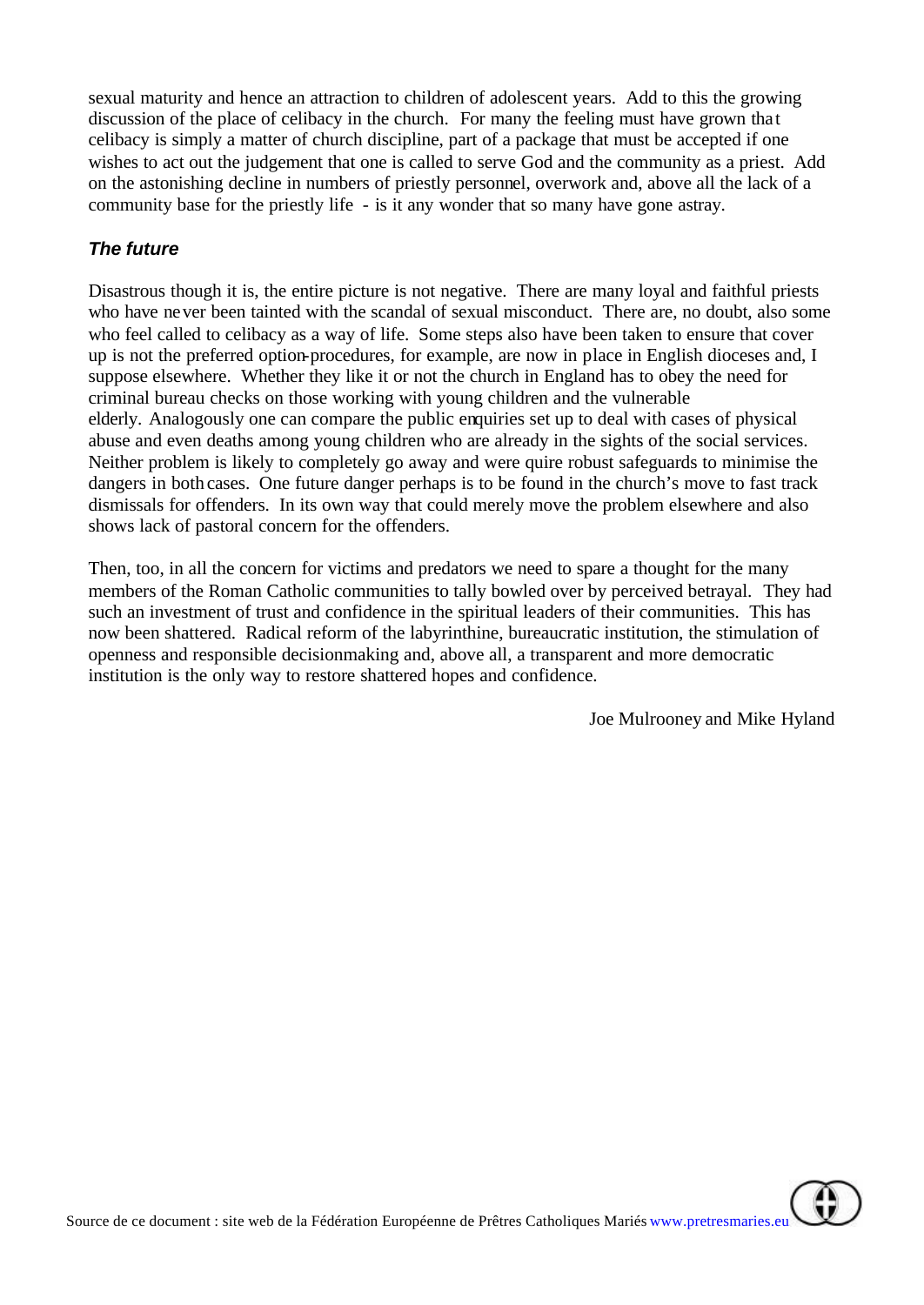sexual maturity and hence an attraction to children of adolescent years. Add to this the growing discussion of the place of celibacy in the church. For many the feeling must have grown that celibacy is simply a matter of church discipline, part of a package that must be accepted if one wishes to act out the judgement that one is called to serve God and the community as a priest. Add on the astonishing decline in numbers of priestly personnel, overwork and, above all the lack of a community base for the priestly life - is it any wonder that so many have gone astray.

### *The future*

Disastrous though it is, the entire picture is not negative. There are many loyal and faithful priests who have never been tainted with the scandal of sexual misconduct. There are, no doubt, also some who feel called to celibacy as a way of life. Some steps also have been taken to ensure that cover up is not the preferred option-procedures, for example, are now in place in English dioceses and, I suppose elsewhere. Whether they like it or not the church in England has to obey the need for criminal bureau checks on those working with young children and the vulnerable elderly. Analogously one can compare the public enquiries set up to deal with cases of physical abuse and even deaths among young children who are already in the sights of the social services. Neither problem is likely to completely go away and were quire robust safeguards to minimise the dangers in both cases. One future danger perhaps is to be found in the church's move to fast track dismissals for offenders. In its own way that could merely move the problem elsewhere and also shows lack of pastoral concern for the offenders.

Then, too, in all the concern for victims and predators we need to spare a thought for the many members of the Roman Catholic communities to tally bowled over by perceived betrayal. They had such an investment of trust and confidence in the spiritual leaders of their communities. This has now been shattered. Radical reform of the labyrinthine, bureaucratic institution, the stimulation of openness and responsible decisionmaking and, above all, a transparent and more democratic institution is the only way to restore shattered hopes and confidence.

Joe Mulrooney and Mike Hyland

Source de ce document : site web de la Fédération Européenne de Prêtres Catholiques Mariés www.pretresmaries.eu